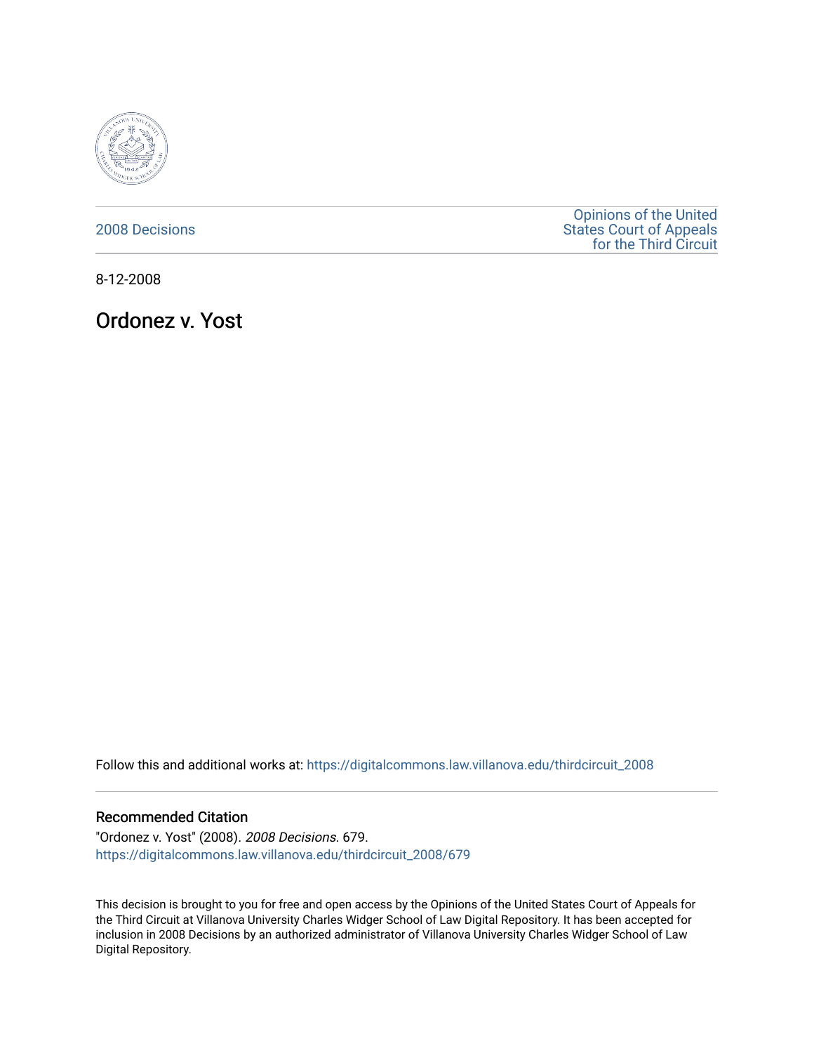2008 Decisions

Opinions of the United States Court of Appeals for the Third Circuit

8-12-2008

# Ordonez v. Yost

Follow this and additional works at: https://digitalcommons.law.villanova.edu/thirdcircuit_2008

## Recommended Citation

"Ordonez v. Yost" (2008). *2008 Decisions*. 679.
https://digitalcommons.law.villanova.edu/thirdcircuit_2008/679

This decision is brought to you for free and open access by the Opinions of the United States Court of Appeals for the Third Circuit at Villanova University Charles Widger School of Law Digital Repository. It has been accepted for inclusion in 2008 Decisions by an authorized administrator of Villanova University Charles Widger School of Law Digital Repository.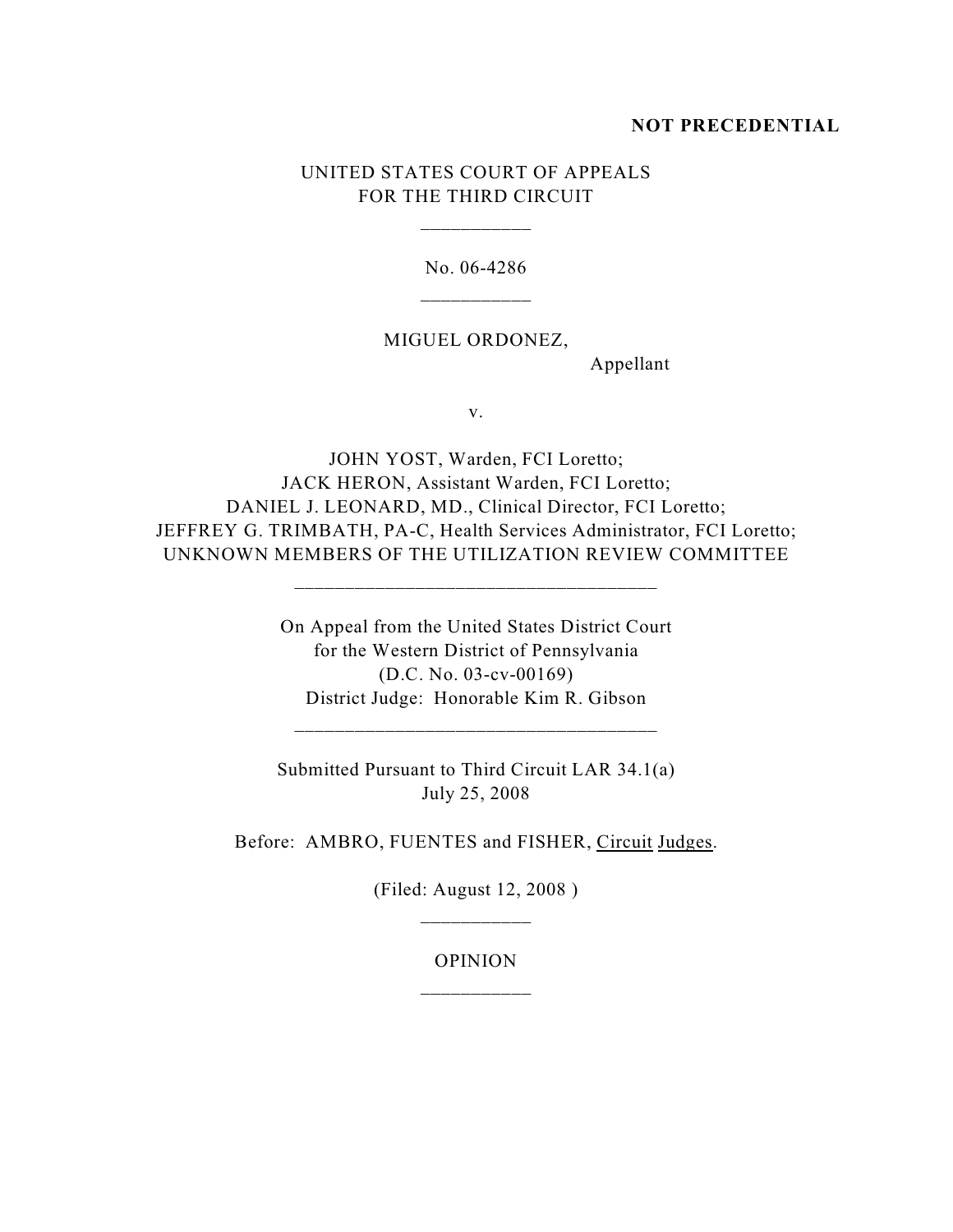**NOT PRECEDENTIAL**

UNITED STATES COURT OF APPEALS
FOR THE THIRD CIRCUIT

\_\_\_\_\_\_\_\_\_\_\_

No. 06-4286

\_\_\_\_\_\_\_\_\_\_\_

MIGUEL ORDONEZ,
Appellant

v.

JOHN YOST, Warden, FCI Loretto;
JACK HERON, Assistant Warden, FCI Loretto;
DANIEL J. LEONARD, MD., Clinical Director, FCI Loretto;
JEFFREY G. TRIMBATH, PA-C, Health Services Administrator, FCI Loretto;
UNKNOWN MEMBERS OF THE UTILIZATION REVIEW COMMITTEE

\_\_\_\_\_\_\_\_\_\_\_\_\_\_\_\_\_\_\_\_\_\_\_\_\_\_\_\_\_\_\_\_\_\_\_\_

On Appeal from the United States District Court
for the Western District of Pennsylvania
(D.C. No. 03-cv-00169)
District Judge: Honorable Kim R. Gibson

\_\_\_\_\_\_\_\_\_\_\_\_\_\_\_\_\_\_\_\_\_\_\_\_\_\_\_\_\_\_\_\_\_\_\_\_

Submitted Pursuant to Third Circuit LAR 34.1(a)
July 25, 2008

Before: AMBRO, FUENTES and FISHER, Circuit Judges.

(Filed: August 12, 2008 )

\_\_\_\_\_\_\_\_\_\_\_

OPINION

\_\_\_\_\_\_\_\_\_\_\_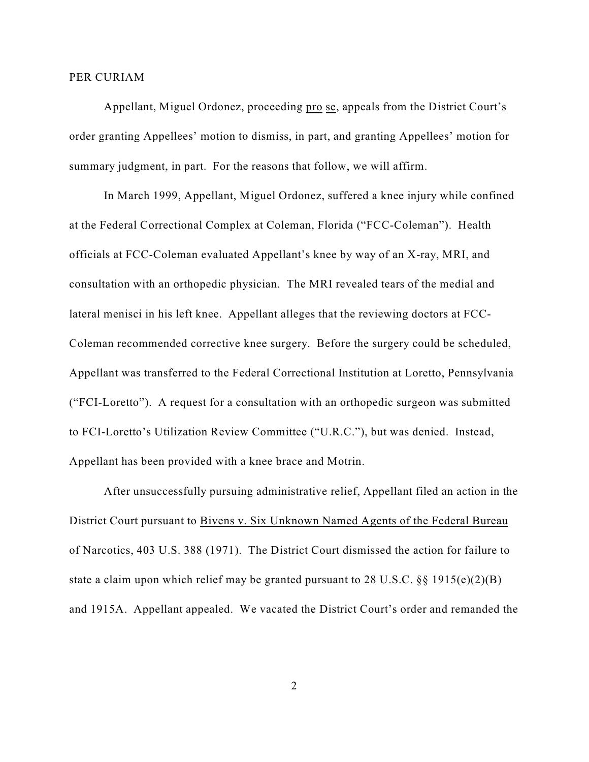PER CURIAM

Appellant, Miguel Ordonez, proceeding pro se, appeals from the District Court's order granting Appellees' motion to dismiss, in part, and granting Appellees' motion for summary judgment, in part. For the reasons that follow, we will affirm.

In March 1999, Appellant, Miguel Ordonez, suffered a knee injury while confined at the Federal Correctional Complex at Coleman, Florida ("FCC-Coleman"). Health officials at FCC-Coleman evaluated Appellant's knee by way of an X-ray, MRI, and consultation with an orthopedic physician. The MRI revealed tears of the medial and lateral menisci in his left knee. Appellant alleges that the reviewing doctors at FCC-Coleman recommended corrective knee surgery. Before the surgery could be scheduled, Appellant was transferred to the Federal Correctional Institution at Loretto, Pennsylvania ("FCI-Loretto"). A request for a consultation with an orthopedic surgeon was submitted to FCI-Loretto's Utilization Review Committee ("U.R.C."), but was denied. Instead, Appellant has been provided with a knee brace and Motrin.

After unsuccessfully pursuing administrative relief, Appellant filed an action in the District Court pursuant to Bivens v. Six Unknown Named Agents of the Federal Bureau of Narcotics, 403 U.S. 388 (1971). The District Court dismissed the action for failure to state a claim upon which relief may be granted pursuant to 28 U.S.C. §§ 1915(e)(2)(B) and 1915A. Appellant appealed. We vacated the District Court's order and remanded the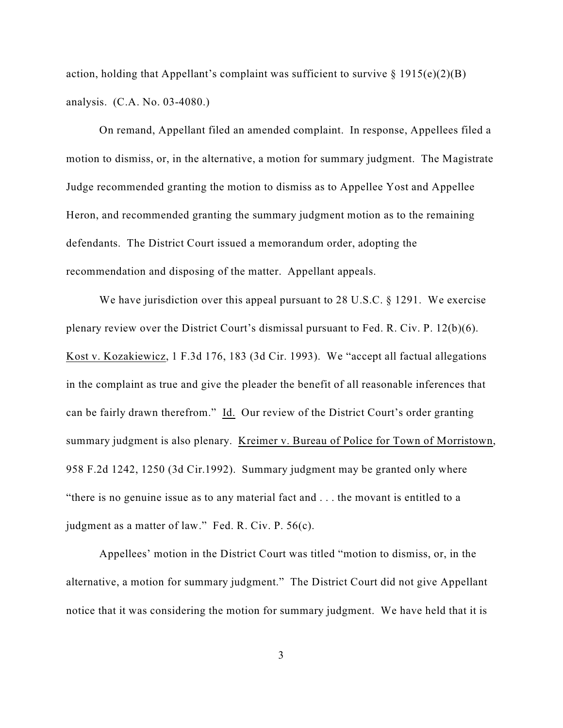action, holding that Appellant's complaint was sufficient to survive § 1915(e)(2)(B) analysis. (C.A. No. 03-4080.)

On remand, Appellant filed an amended complaint. In response, Appellees filed a motion to dismiss, or, in the alternative, a motion for summary judgment. The Magistrate Judge recommended granting the motion to dismiss as to Appellee Yost and Appellee Heron, and recommended granting the summary judgment motion as to the remaining defendants. The District Court issued a memorandum order, adopting the recommendation and disposing of the matter. Appellant appeals.

We have jurisdiction over this appeal pursuant to 28 U.S.C. § 1291. We exercise plenary review over the District Court's dismissal pursuant to Fed. R. Civ. P. 12(b)(6). Kost v. Kozakiewicz, 1 F.3d 176, 183 (3d Cir. 1993). We "accept all factual allegations in the complaint as true and give the pleader the benefit of all reasonable inferences that can be fairly drawn therefrom." Id. Our review of the District Court's order granting summary judgment is also plenary. Kreimer v. Bureau of Police for Town of Morristown, 958 F.2d 1242, 1250 (3d Cir.1992). Summary judgment may be granted only where "there is no genuine issue as to any material fact and . . . the movant is entitled to a judgment as a matter of law." Fed. R. Civ. P. 56(c).

Appellees' motion in the District Court was titled "motion to dismiss, or, in the alternative, a motion for summary judgment." The District Court did not give Appellant notice that it was considering the motion for summary judgment. We have held that it is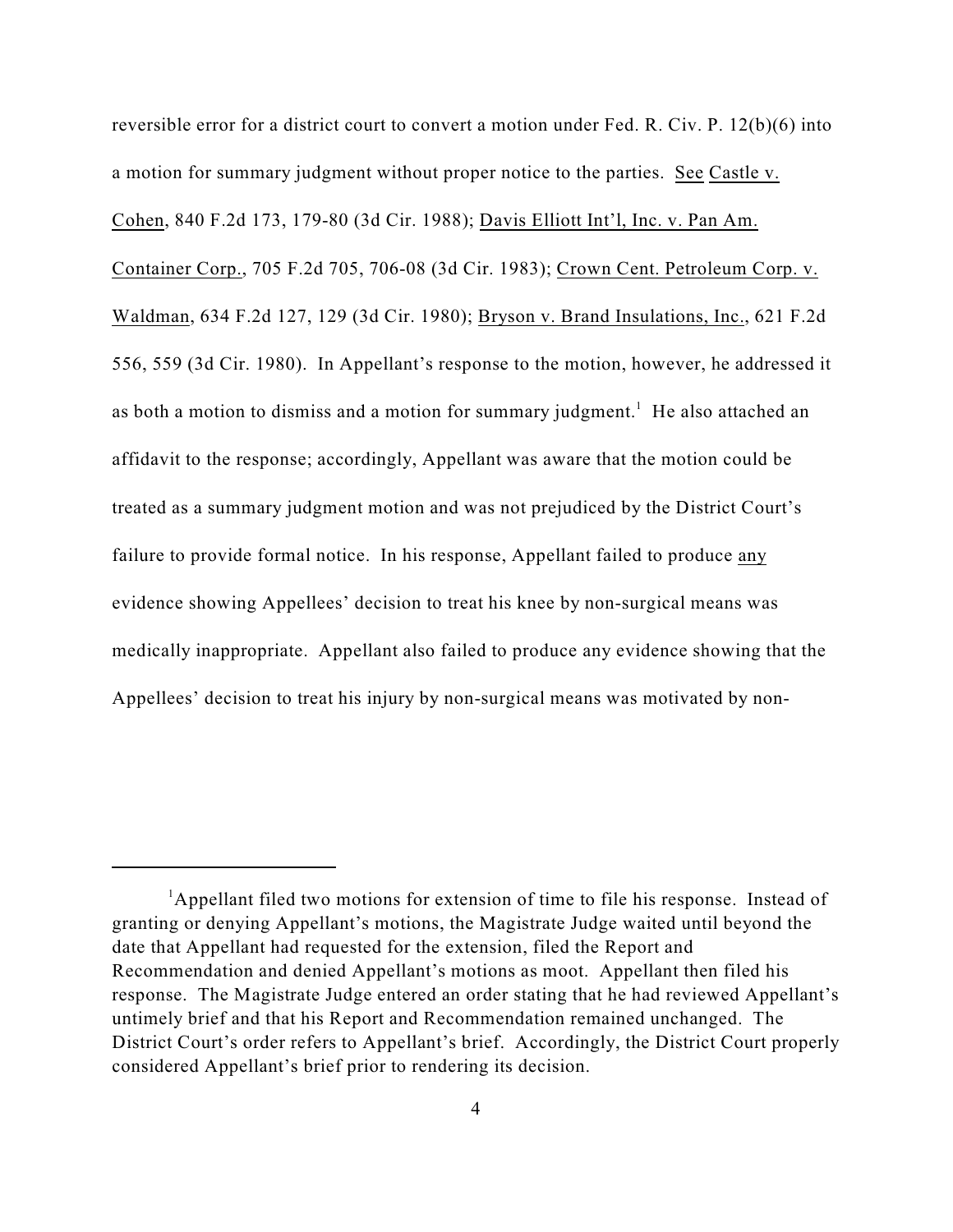reversible error for a district court to convert a motion under Fed. R. Civ. P. 12(b)(6) into a motion for summary judgment without proper notice to the parties. See Castle v. Cohen, 840 F.2d 173, 179-80 (3d Cir. 1988); Davis Elliott Int'l, Inc. v. Pan Am. Container Corp., 705 F.2d 705, 706-08 (3d Cir. 1983); Crown Cent. Petroleum Corp. v. Waldman, 634 F.2d 127, 129 (3d Cir. 1980); Bryson v. Brand Insulations, Inc., 621 F.2d 556, 559 (3d Cir. 1980). In Appellant's response to the motion, however, he addressed it as both a motion to dismiss and a motion for summary judgment.[1] He also attached an affidavit to the response; accordingly, Appellant was aware that the motion could be treated as a summary judgment motion and was not prejudiced by the District Court's failure to provide formal notice. In his response, Appellant failed to produce any evidence showing Appellees' decision to treat his knee by non-surgical means was medically inappropriate. Appellant also failed to produce any evidence showing that the Appellees' decision to treat his injury by non-surgical means was motivated by non-

---

[1] Appellant filed two motions for extension of time to file his response. Instead of granting or denying Appellant's motions, the Magistrate Judge waited until beyond the date that Appellant had requested for the extension, filed the Report and Recommendation and denied Appellant's motions as moot. Appellant then filed his response. The Magistrate Judge entered an order stating that he had reviewed Appellant's untimely brief and that his Report and Recommendation remained unchanged. The District Court's order refers to Appellant's brief. Accordingly, the District Court properly considered Appellant's brief prior to rendering its decision.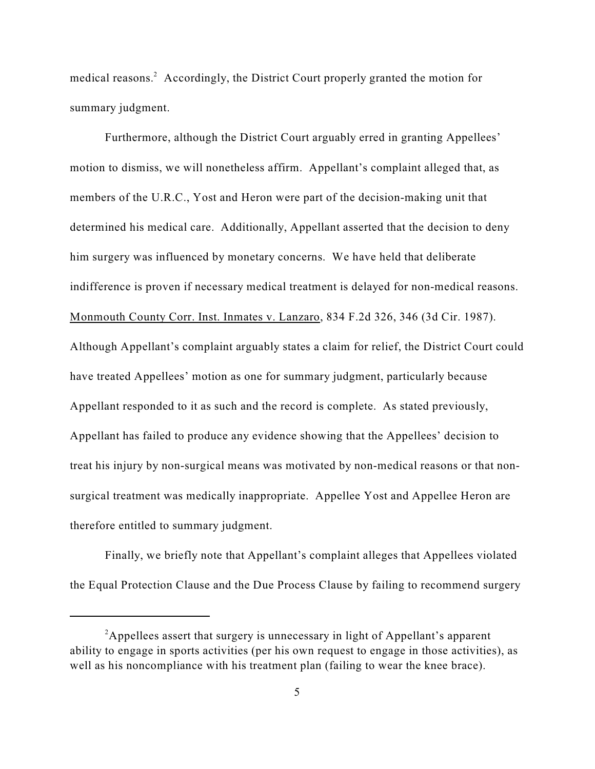medical reasons.[2] Accordingly, the District Court properly granted the motion for summary judgment.

Furthermore, although the District Court arguably erred in granting Appellees' motion to dismiss, we will nonetheless affirm. Appellant's complaint alleged that, as members of the U.R.C., Yost and Heron were part of the decision-making unit that determined his medical care. Additionally, Appellant asserted that the decision to deny him surgery was influenced by monetary concerns. We have held that deliberate indifference is proven if necessary medical treatment is delayed for non-medical reasons. Monmouth County Corr. Inst. Inmates v. Lanzaro, 834 F.2d 326, 346 (3d Cir. 1987). Although Appellant's complaint arguably states a claim for relief, the District Court could have treated Appellees' motion as one for summary judgment, particularly because Appellant responded to it as such and the record is complete. As stated previously, Appellant has failed to produce any evidence showing that the Appellees' decision to treat his injury by non-surgical means was motivated by non-medical reasons or that non-surgical treatment was medically inappropriate. Appellee Yost and Appellee Heron are therefore entitled to summary judgment.

Finally, we briefly note that Appellant's complaint alleges that Appellees violated the Equal Protection Clause and the Due Process Clause by failing to recommend surgery

---

[2] Appellees assert that surgery is unnecessary in light of Appellant's apparent ability to engage in sports activities (per his own request to engage in those activities), as well as his noncompliance with his treatment plan (failing to wear the knee brace).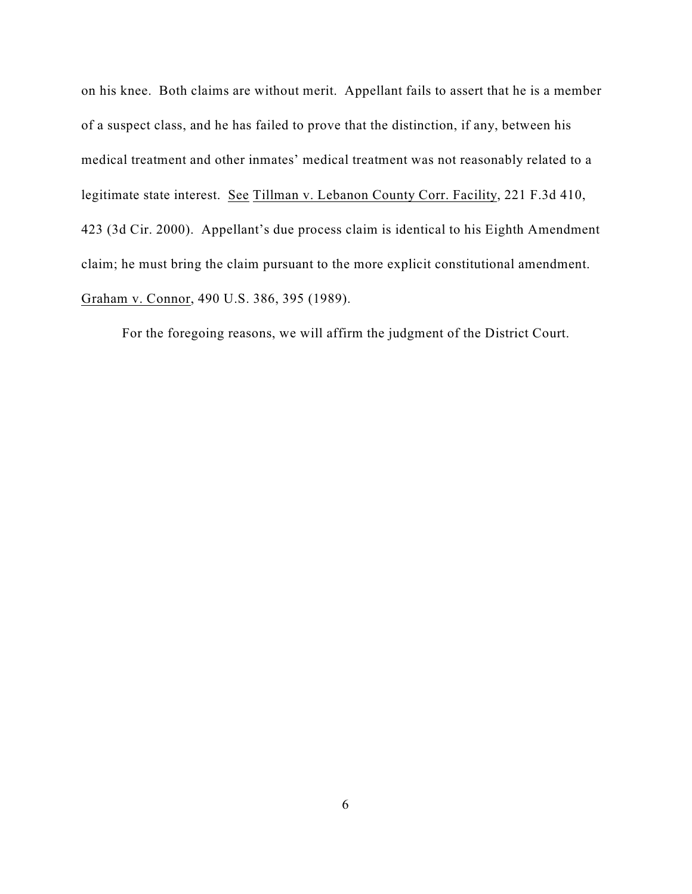on his knee. Both claims are without merit. Appellant fails to assert that he is a member of a suspect class, and he has failed to prove that the distinction, if any, between his medical treatment and other inmates' medical treatment was not reasonably related to a legitimate state interest. See Tillman v. Lebanon County Corr. Facility, 221 F.3d 410, 423 (3d Cir. 2000). Appellant's due process claim is identical to his Eighth Amendment claim; he must bring the claim pursuant to the more explicit constitutional amendment. Graham v. Connor, 490 U.S. 386, 395 (1989).

For the foregoing reasons, we will affirm the judgment of the District Court.